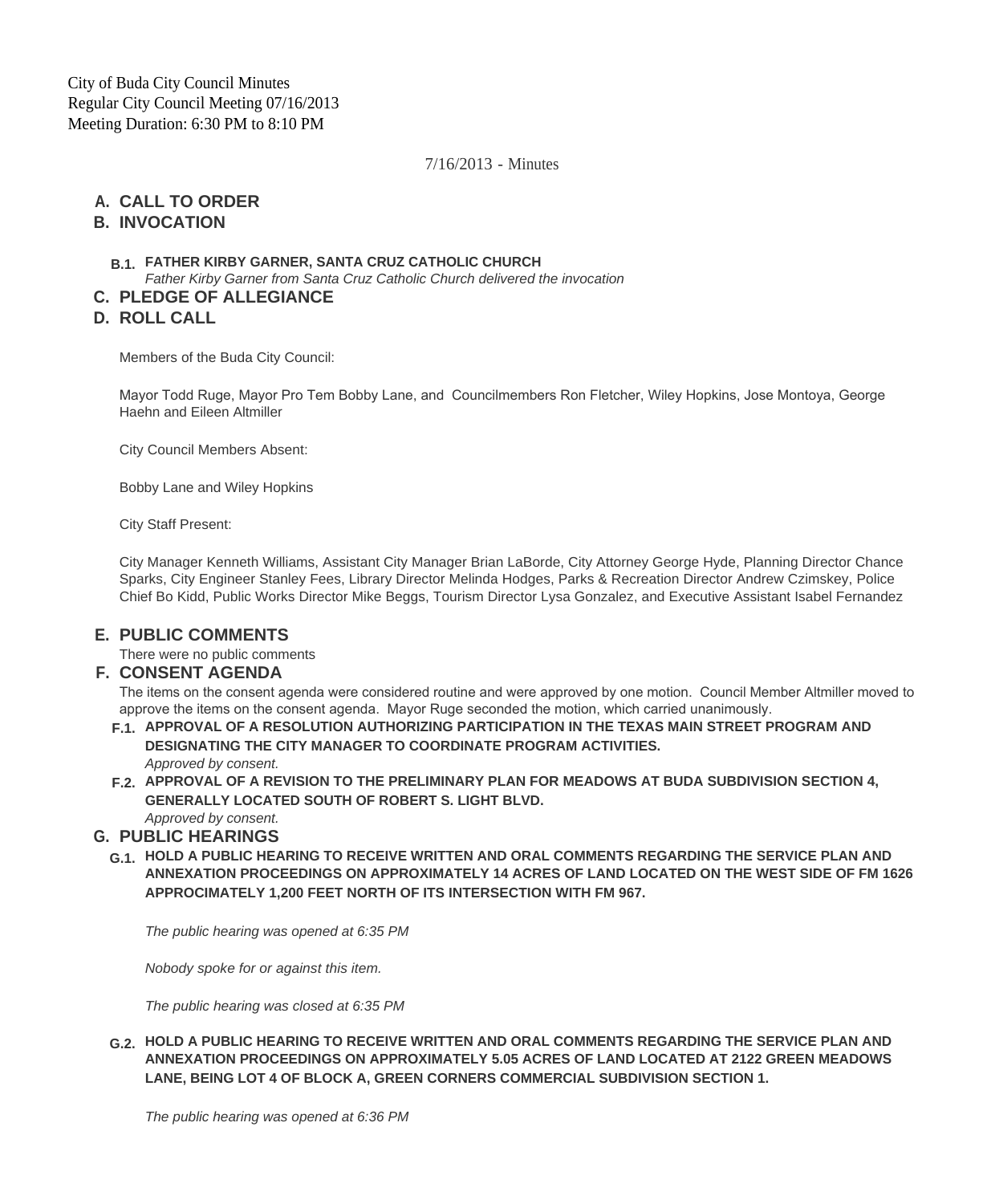City of Buda City Council Minutes
Regular City Council Meeting 07/16/2013
Meeting Duration: 6:30 PM to 8:10 PM

7/16/2013 - Minutes

## A. CALL TO ORDER

## B. INVOCATION

### B.1. FATHER KIRBY GARNER, SANTA CRUZ CATHOLIC CHURCH

*Father Kirby Garner from Santa Cruz Catholic Church delivered the invocation*

## C. PLEDGE OF ALLEGIANCE

## D. ROLL CALL

Members of the Buda City Council:

Mayor Todd Ruge, Mayor Pro Tem Bobby Lane, and Councilmembers Ron Fletcher, Wiley Hopkins, Jose Montoya, George Haehn and Eileen Altmiller

City Council Members Absent:

Bobby Lane and Wiley Hopkins

City Staff Present:

City Manager Kenneth Williams, Assistant City Manager Brian LaBorde, City Attorney George Hyde, Planning Director Chance Sparks, City Engineer Stanley Fees, Library Director Melinda Hodges, Parks & Recreation Director Andrew Czimskey, Police Chief Bo Kidd, Public Works Director Mike Beggs, Tourism Director Lysa Gonzalez, and Executive Assistant Isabel Fernandez

## E. PUBLIC COMMENTS

There were no public comments

## F. CONSENT AGENDA

The items on the consent agenda were considered routine and were approved by one motion. Council Member Altmiller moved to approve the items on the consent agenda. Mayor Ruge seconded the motion, which carried unanimously.

### F.1. APPROVAL OF A RESOLUTION AUTHORIZING PARTICIPATION IN THE TEXAS MAIN STREET PROGRAM AND DESIGNATING THE CITY MANAGER TO COORDINATE PROGRAM ACTIVITIES.

*Approved by consent.*

### F.2. APPROVAL OF A REVISION TO THE PRELIMINARY PLAN FOR MEADOWS AT BUDA SUBDIVISION SECTION 4, GENERALLY LOCATED SOUTH OF ROBERT S. LIGHT BLVD.

*Approved by consent.*

## G. PUBLIC HEARINGS

### G.1. HOLD A PUBLIC HEARING TO RECEIVE WRITTEN AND ORAL COMMENTS REGARDING THE SERVICE PLAN AND ANNEXATION PROCEEDINGS ON APPROXIMATELY 14 ACRES OF LAND LOCATED ON THE WEST SIDE OF FM 1626 APPROCIMATELY 1,200 FEET NORTH OF ITS INTERSECTION WITH FM 967.

*The public hearing was opened at 6:35 PM*

*Nobody spoke for or against this item.*

*The public hearing was closed at 6:35 PM*

### G.2. HOLD A PUBLIC HEARING TO RECEIVE WRITTEN AND ORAL COMMENTS REGARDING THE SERVICE PLAN AND ANNEXATION PROCEEDINGS ON APPROXIMATELY 5.05 ACRES OF LAND LOCATED AT 2122 GREEN MEADOWS LANE, BEING LOT 4 OF BLOCK A, GREEN CORNERS COMMERCIAL SUBDIVISION SECTION 1.

*The public hearing was opened at 6:36 PM*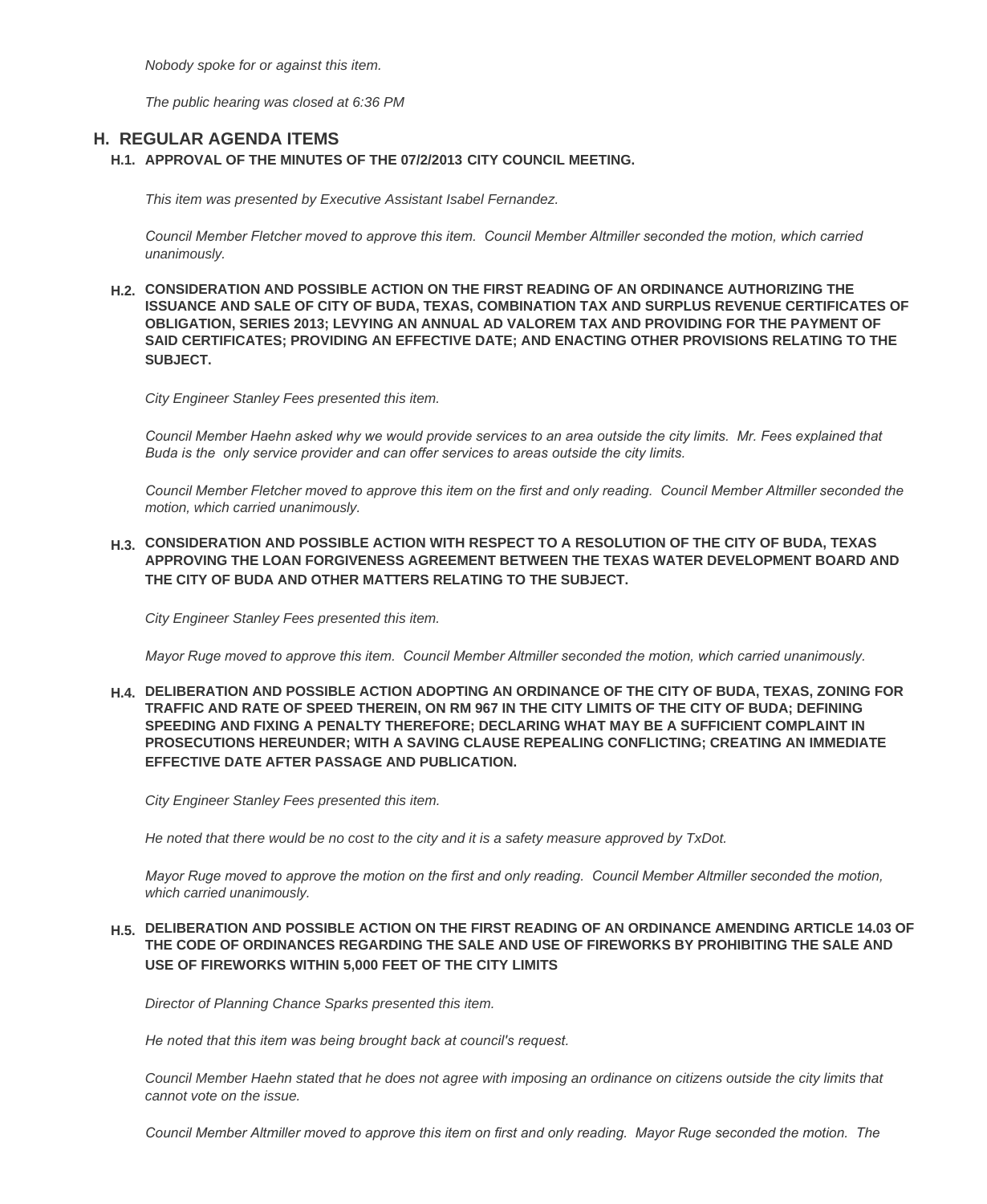*Nobody spoke for or against this item.*

*The public hearing was closed at 6:36 PM*

## H. REGULAR AGENDA ITEMS

### H.1. APPROVAL OF THE MINUTES OF THE 07/2/2013 CITY COUNCIL MEETING.

*This item was presented by Executive Assistant Isabel Fernandez.*

*Council Member Fletcher moved to approve this item. Council Member Altmiller seconded the motion, which carried unanimously.*

### H.2. CONSIDERATION AND POSSIBLE ACTION ON THE FIRST READING OF AN ORDINANCE AUTHORIZING THE ISSUANCE AND SALE OF CITY OF BUDA, TEXAS, COMBINATION TAX AND SURPLUS REVENUE CERTIFICATES OF OBLIGATION, SERIES 2013; LEVYING AN ANNUAL AD VALOREM TAX AND PROVIDING FOR THE PAYMENT OF SAID CERTIFICATES; PROVIDING AN EFFECTIVE DATE; AND ENACTING OTHER PROVISIONS RELATING TO THE SUBJECT.

*City Engineer Stanley Fees presented this item.*

*Council Member Haehn asked why we would provide services to an area outside the city limits. Mr. Fees explained that Buda is the only service provider and can offer services to areas outside the city limits.*

*Council Member Fletcher moved to approve this item on the first and only reading. Council Member Altmiller seconded the motion, which carried unanimously.*

### H.3. CONSIDERATION AND POSSIBLE ACTION WITH RESPECT TO A RESOLUTION OF THE CITY OF BUDA, TEXAS APPROVING THE LOAN FORGIVENESS AGREEMENT BETWEEN THE TEXAS WATER DEVELOPMENT BOARD AND THE CITY OF BUDA AND OTHER MATTERS RELATING TO THE SUBJECT.

*City Engineer Stanley Fees presented this item.*

*Mayor Ruge moved to approve this item. Council Member Altmiller seconded the motion, which carried unanimously.*

### H.4. DELIBERATION AND POSSIBLE ACTION ADOPTING AN ORDINANCE OF THE CITY OF BUDA, TEXAS, ZONING FOR TRAFFIC AND RATE OF SPEED THEREIN, ON RM 967 IN THE CITY LIMITS OF THE CITY OF BUDA; DEFINING SPEEDING AND FIXING A PENALTY THEREFORE; DECLARING WHAT MAY BE A SUFFICIENT COMPLAINT IN PROSECUTIONS HEREUNDER; WITH A SAVING CLAUSE REPEALING CONFLICTING; CREATING AN IMMEDIATE EFFECTIVE DATE AFTER PASSAGE AND PUBLICATION.

*City Engineer Stanley Fees presented this item.*

*He noted that there would be no cost to the city and it is a safety measure approved by TxDot.*

*Mayor Ruge moved to approve the motion on the first and only reading. Council Member Altmiller seconded the motion, which carried unanimously.*

### H.5. DELIBERATION AND POSSIBLE ACTION ON THE FIRST READING OF AN ORDINANCE AMENDING ARTICLE 14.03 OF THE CODE OF ORDINANCES REGARDING THE SALE AND USE OF FIREWORKS BY PROHIBITING THE SALE AND USE OF FIREWORKS WITHIN 5,000 FEET OF THE CITY LIMITS

*Director of Planning Chance Sparks presented this item.*

*He noted that this item was being brought back at council's request.*

*Council Member Haehn stated that he does not agree with imposing an ordinance on citizens outside the city limits that cannot vote on the issue.*

*Council Member Altmiller moved to approve this item on first and only reading. Mayor Ruge seconded the motion. The*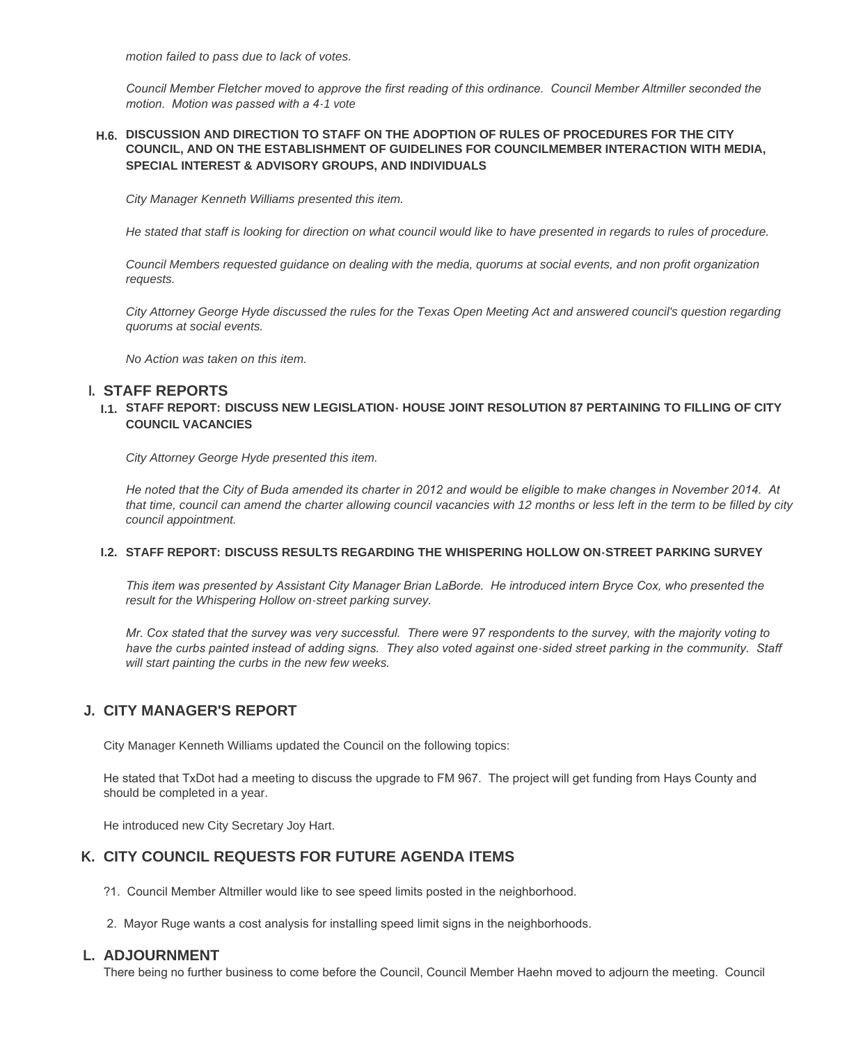*motion failed to pass due to lack of votes.*

*Council Member Fletcher moved to approve the first reading of this ordinance. Council Member Altmiller seconded the motion. Motion was passed with a 4-1 vote*

### H.6. DISCUSSION AND DIRECTION TO STAFF ON THE ADOPTION OF RULES OF PROCEDURES FOR THE CITY COUNCIL, AND ON THE ESTABLISHMENT OF GUIDELINES FOR COUNCILMEMBER INTERACTION WITH MEDIA, SPECIAL INTEREST & ADVISORY GROUPS, AND INDIVIDUALS

*City Manager Kenneth Williams presented this item.*

*He stated that staff is looking for direction on what council would like to have presented in regards to rules of procedure.*

*Council Members requested guidance on dealing with the media, quorums at social events, and non profit organization requests.*

*City Attorney George Hyde discussed the rules for the Texas Open Meeting Act and answered council's question regarding quorums at social events.*

*No Action was taken on this item.*

## I. STAFF REPORTS

### I.1. STAFF REPORT: DISCUSS NEW LEGISLATION- HOUSE JOINT RESOLUTION 87 PERTAINING TO FILLING OF CITY COUNCIL VACANCIES

*City Attorney George Hyde presented this item.*

*He noted that the City of Buda amended its charter in 2012 and would be eligible to make changes in November 2014. At that time, council can amend the charter allowing council vacancies with 12 months or less left in the term to be filled by city council appointment.*

### I.2. STAFF REPORT: DISCUSS RESULTS REGARDING THE WHISPERING HOLLOW ON-STREET PARKING SURVEY

*This item was presented by Assistant City Manager Brian LaBorde. He introduced intern Bryce Cox, who presented the result for the Whispering Hollow on-street parking survey.*

*Mr. Cox stated that the survey was very successful. There were 97 respondents to the survey, with the majority voting to have the curbs painted instead of adding signs. They also voted against one-sided street parking in the community. Staff will start painting the curbs in the new few weeks.*

## J. CITY MANAGER'S REPORT

City Manager Kenneth Williams updated the Council on the following topics:

He stated that TxDot had a meeting to discuss the upgrade to FM 967. The project will get funding from Hays County and should be completed in a year.

He introduced new City Secretary Joy Hart.

## K. CITY COUNCIL REQUESTS FOR FUTURE AGENDA ITEMS

?1. Council Member Altmiller would like to see speed limits posted in the neighborhood.

2. Mayor Ruge wants a cost analysis for installing speed limit signs in the neighborhoods.

## L. ADJOURNMENT

There being no further business to come before the Council, Council Member Haehn moved to adjourn the meeting. Council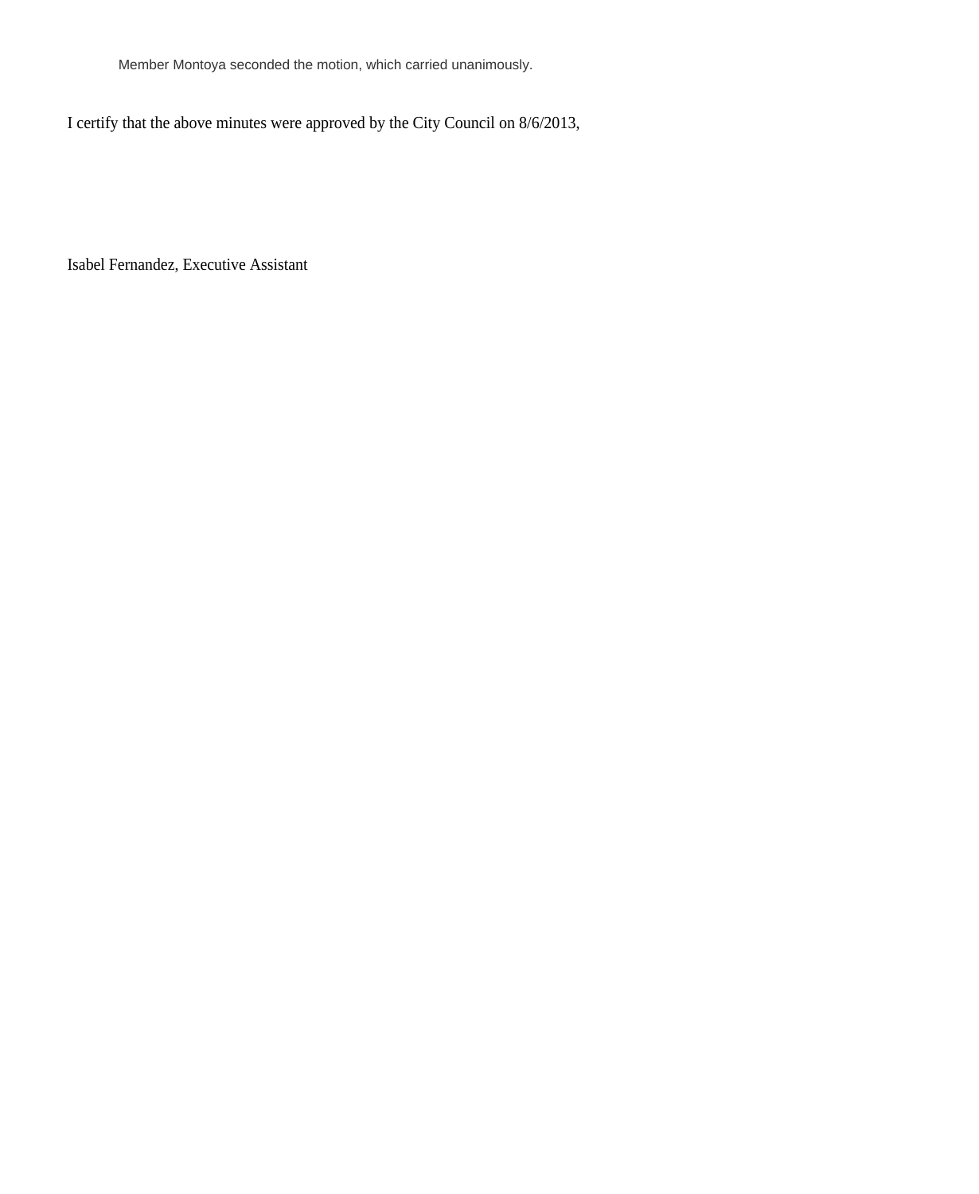Member Montoya seconded the motion, which carried unanimously.

I certify that the above minutes were approved by the City Council on 8/6/2013,

Isabel Fernandez, Executive Assistant